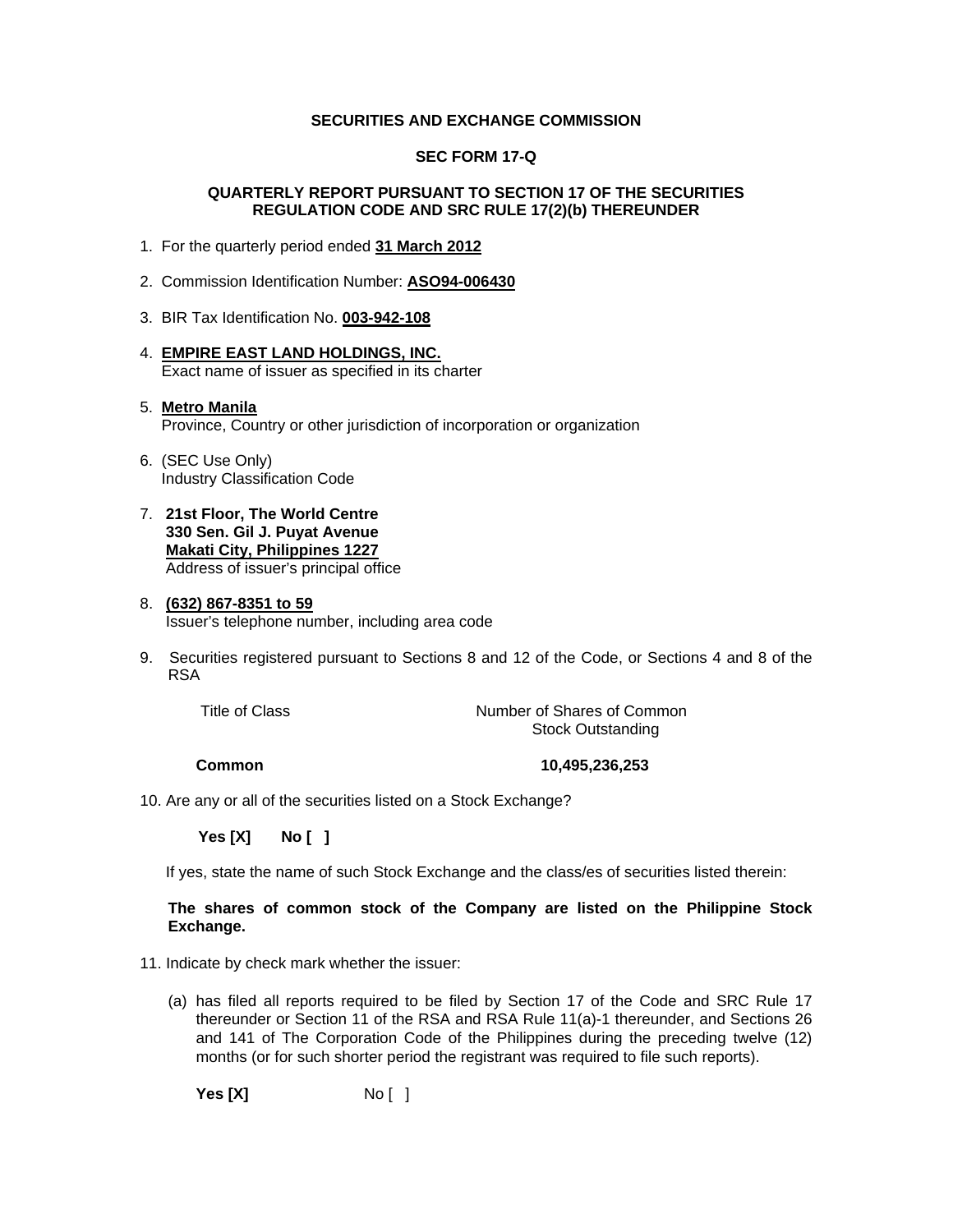**SECURITIES AND EXCHANGE COMMISSION**

**SEC FORM 17-Q**

**QUARTERLY REPORT PURSUANT TO SECTION 17 OF THE SECURITIES REGULATION CODE AND SRC RULE 17(2)(b) THEREUNDER**

1. For the quarterly period ended **31 March 2012**

2. Commission Identification Number: **ASO94-006430**

3. BIR Tax Identification No. **003-942-108**

4. **EMPIRE EAST LAND HOLDINGS, INC.**
   Exact name of issuer as specified in its charter

5. **Metro Manila**
   Province, Country or other jurisdiction of incorporation or organization

6. (SEC Use Only)
   Industry Classification Code

7. **21st Floor, The World Centre**
   **330 Sen. Gil J. Puyat Avenue**
   **Makati City, Philippines 1227**
   Address of issuer's principal office

8. **(632) 867-8351 to 59**
   Issuer's telephone number, including area code

9. Securities registered pursuant to Sections 8 and 12 of the Code, or Sections 4 and 8 of the RSA

| Title of Class | Number of Shares of Common Stock Outstanding |
|---|---|
| **Common** | **10,495,236,253** |

10. Are any or all of the securities listed on a Stock Exchange?

    **Yes [X]** **No [ ]**

    If yes, state the name of such Stock Exchange and the class/es of securities listed therein:

    **The shares of common stock of the Company are listed on the Philippine Stock Exchange.**

11. Indicate by check mark whether the issuer:

    (a) has filed all reports required to be filed by Section 17 of the Code and SRC Rule 17 thereunder or Section 11 of the RSA and RSA Rule 11(a)-1 thereunder, and Sections 26 and 141 of The Corporation Code of the Philippines during the preceding twelve (12) months (or for such shorter period the registrant was required to file such reports).

    **Yes [X]** No [ ]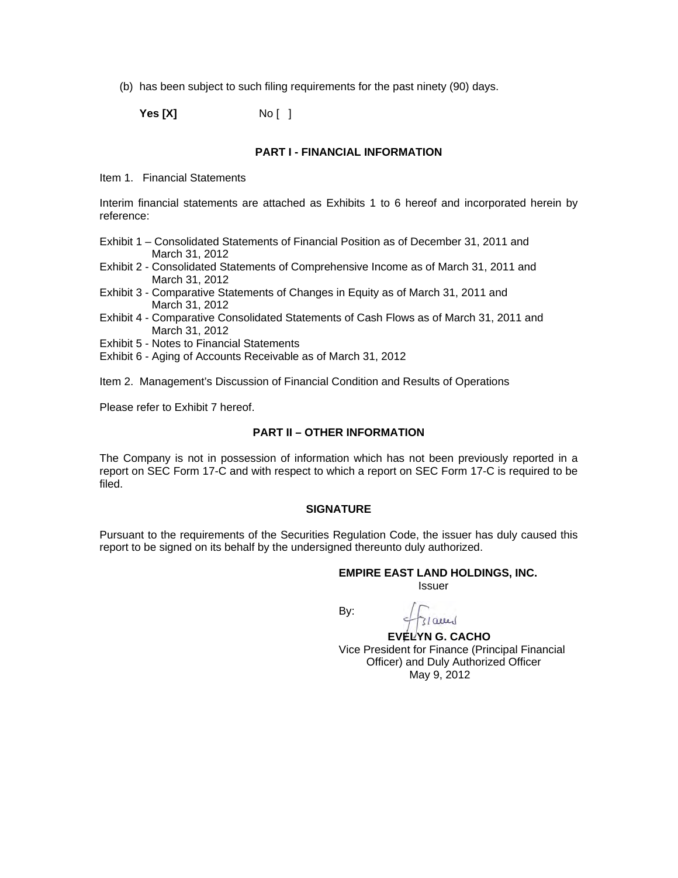(b) has been subject to such filing requirements for the past ninety (90) days.

**Yes [X]** No [ ]

## PART I - FINANCIAL INFORMATION

Item 1. Financial Statements

Interim financial statements are attached as Exhibits 1 to 6 hereof and incorporated herein by reference:

Exhibit 1 – Consolidated Statements of Financial Position as of December 31, 2011 and March 31, 2012
Exhibit 2 - Consolidated Statements of Comprehensive Income as of March 31, 2011 and March 31, 2012
Exhibit 3 - Comparative Statements of Changes in Equity as of March 31, 2011 and March 31, 2012
Exhibit 4 - Comparative Consolidated Statements of Cash Flows as of March 31, 2011 and March 31, 2012
Exhibit 5 - Notes to Financial Statements
Exhibit 6 - Aging of Accounts Receivable as of March 31, 2012

Item 2. Management's Discussion of Financial Condition and Results of Operations

Please refer to Exhibit 7 hereof.

## PART II – OTHER INFORMATION

The Company is not in possession of information which has not been previously reported in a report on SEC Form 17-C and with respect to which a report on SEC Form 17-C is required to be filed.

## SIGNATURE

Pursuant to the requirements of the Securities Regulation Code, the issuer has duly caused this report to be signed on its behalf by the undersigned thereunto duly authorized.

**EMPIRE EAST LAND HOLDINGS, INC.**
Issuer

By:

**EVELYN G. CACHO**
Vice President for Finance (Principal Financial Officer) and Duly Authorized Officer
May 9, 2012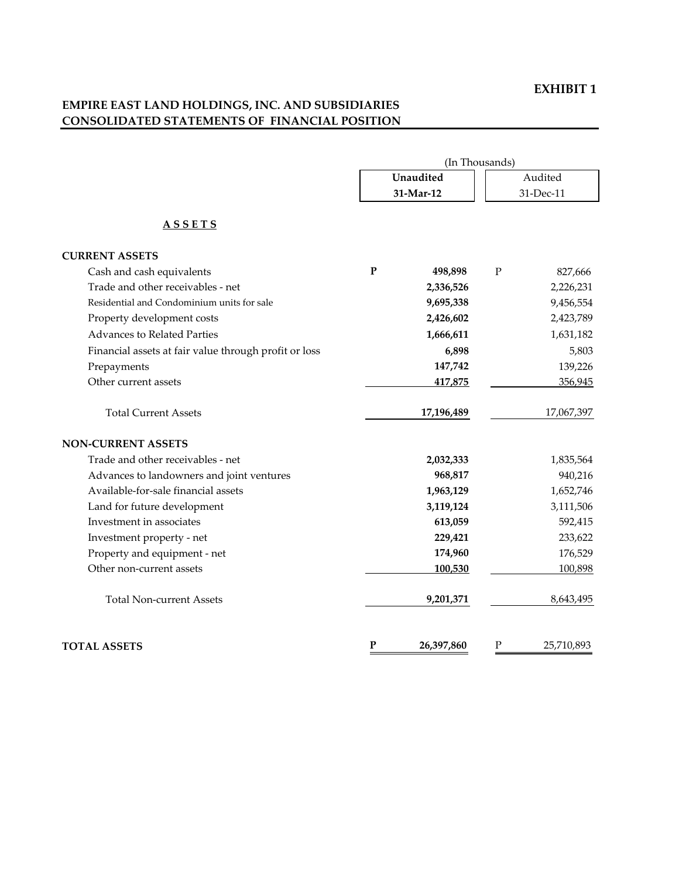**EXHIBIT 1**

**EMPIRE EAST LAND HOLDINGS, INC. AND SUBSIDIARIES**
**CONSOLIDATED STATEMENTS OF FINANCIAL POSITION**

| | (In Thousands) | |
|---|---|---|
| | **Unaudited** **31-Mar-12** | Audited 31-Dec-11 |
| **A S S E T S** | | |
| **CURRENT ASSETS** | | |
| Cash and cash equivalents | **P 498,898** | P 827,666 |
| Trade and other receivables - net | **2,336,526** | 2,226,231 |
| Residential and Condominium units for sale | **9,695,338** | 9,456,554 |
| Property development costs | **2,426,602** | 2,423,789 |
| Advances to Related Parties | **1,666,611** | 1,631,182 |
| Financial assets at fair value through profit or loss | **6,898** | 5,803 |
| Prepayments | **147,742** | 139,226 |
| Other current assets | **417,875** | 356,945 |
| Total Current Assets | **17,196,489** | 17,067,397 |
| **NON-CURRENT ASSETS** | | |
| Trade and other receivables - net | **2,032,333** | 1,835,564 |
| Advances to landowners and joint ventures | **968,817** | 940,216 |
| Available-for-sale financial assets | **1,963,129** | 1,652,746 |
| Land for future development | **3,119,124** | 3,111,506 |
| Investment in associates | **613,059** | 592,415 |
| Investment property - net | **229,421** | 233,622 |
| Property and equipment - net | **174,960** | 176,529 |
| Other non-current assets | **100,530** | 100,898 |
| Total Non-current Assets | **9,201,371** | 8,643,495 |
| **TOTAL ASSETS** | **P 26,397,860** | P 25,710,893 |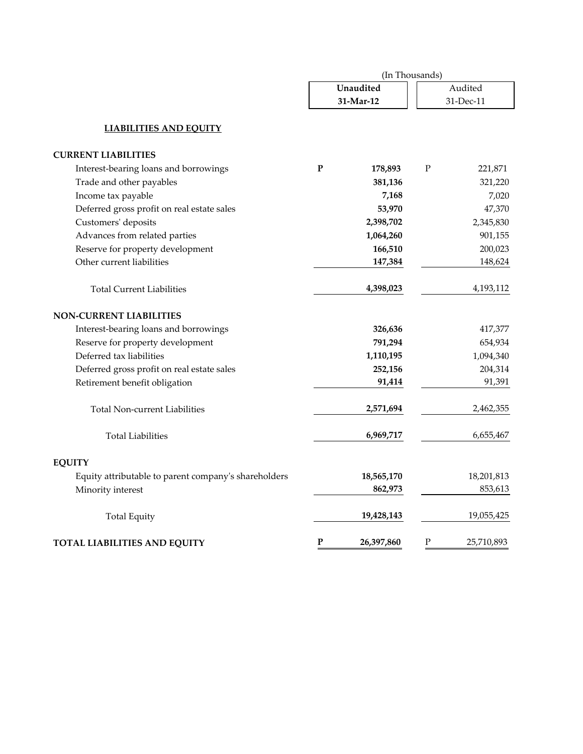| | (In Thousands) | |
|---|---|---|
| | **Unaudited** | Audited |
| | **31-Mar-12** | 31-Dec-11 |
| **LIABILITIES AND EQUITY** | | |
| **CURRENT LIABILITIES** | | |
| Interest-bearing loans and borrowings | **P 178,893** | P 221,871 |
| Trade and other payables | **381,136** | 321,220 |
| Income tax payable | **7,168** | 7,020 |
| Deferred gross profit on real estate sales | **53,970** | 47,370 |
| Customers' deposits | **2,398,702** | 2,345,830 |
| Advances from related parties | **1,064,260** | 901,155 |
| Reserve for property development | **166,510** | 200,023 |
| Other current liabilities | **147,384** | 148,624 |
| Total Current Liabilities | **4,398,023** | 4,193,112 |
| **NON-CURRENT LIABILITIES** | | |
| Interest-bearing loans and borrowings | **326,636** | 417,377 |
| Reserve for property development | **791,294** | 654,934 |
| Deferred tax liabilities | **1,110,195** | 1,094,340 |
| Deferred gross profit on real estate sales | **252,156** | 204,314 |
| Retirement benefit obligation | **91,414** | 91,391 |
| Total Non-current Liabilities | **2,571,694** | 2,462,355 |
| Total Liabilities | **6,969,717** | 6,655,467 |
| **EQUITY** | | |
| Equity attributable to parent company's shareholders | **18,565,170** | 18,201,813 |
| Minority interest | **862,973** | 853,613 |
| Total Equity | **19,428,143** | 19,055,425 |
| **TOTAL LIABILITIES AND EQUITY** | **P 26,397,860** | P 25,710,893 |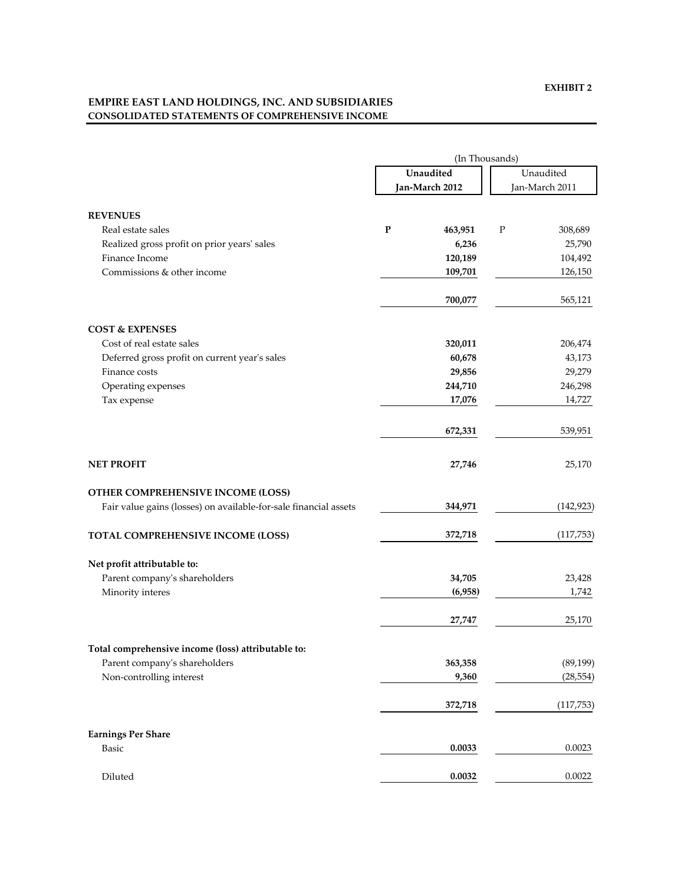**EXHIBIT 2**

## EMPIRE EAST LAND HOLDINGS, INC. AND SUBSIDIARIES
### CONSOLIDATED STATEMENTS OF COMPREHENSIVE INCOME

| | (In Thousands) | |
|---|---|---|
| | **Unaudited Jan-March 2012** | Unaudited Jan-March 2011 |
| **REVENUES** | | |
| Real estate sales | **P 463,951** | P 308,689 |
| Realized gross profit on prior years' sales | **6,236** | 25,790 |
| Finance Income | **120,189** | 104,492 |
| Commissions & other income | **109,701** | 126,150 |
| | **700,077** | 565,121 |
| **COST & EXPENSES** | | |
| Cost of real estate sales | **320,011** | 206,474 |
| Deferred gross profit on current year's sales | **60,678** | 43,173 |
| Finance costs | **29,856** | 29,279 |
| Operating expenses | **244,710** | 246,298 |
| Tax expense | **17,076** | 14,727 |
| | **672,331** | 539,951 |
| **NET PROFIT** | **27,746** | 25,170 |
| **OTHER COMPREHENSIVE INCOME (LOSS)** | | |
| Fair value gains (losses) on available-for-sale financial assets | **344,971** | (142,923) |
| **TOTAL COMPREHENSIVE INCOME (LOSS)** | **372,718** | (117,753) |
| **Net profit attributable to:** | | |
| Parent company's shareholders | **34,705** | 23,428 |
| Minority interes | **(6,958)** | 1,742 |
| | **27,747** | 25,170 |
| **Total comprehensive income (loss) attributable to:** | | |
| Parent company's shareholders | **363,358** | (89,199) |
| Non-controlling interest | **9,360** | (28,554) |
| | **372,718** | (117,753) |
| **Earnings Per Share** | | |
| Basic | **0.0033** | 0.0023 |
| Diluted | **0.0032** | 0.0022 |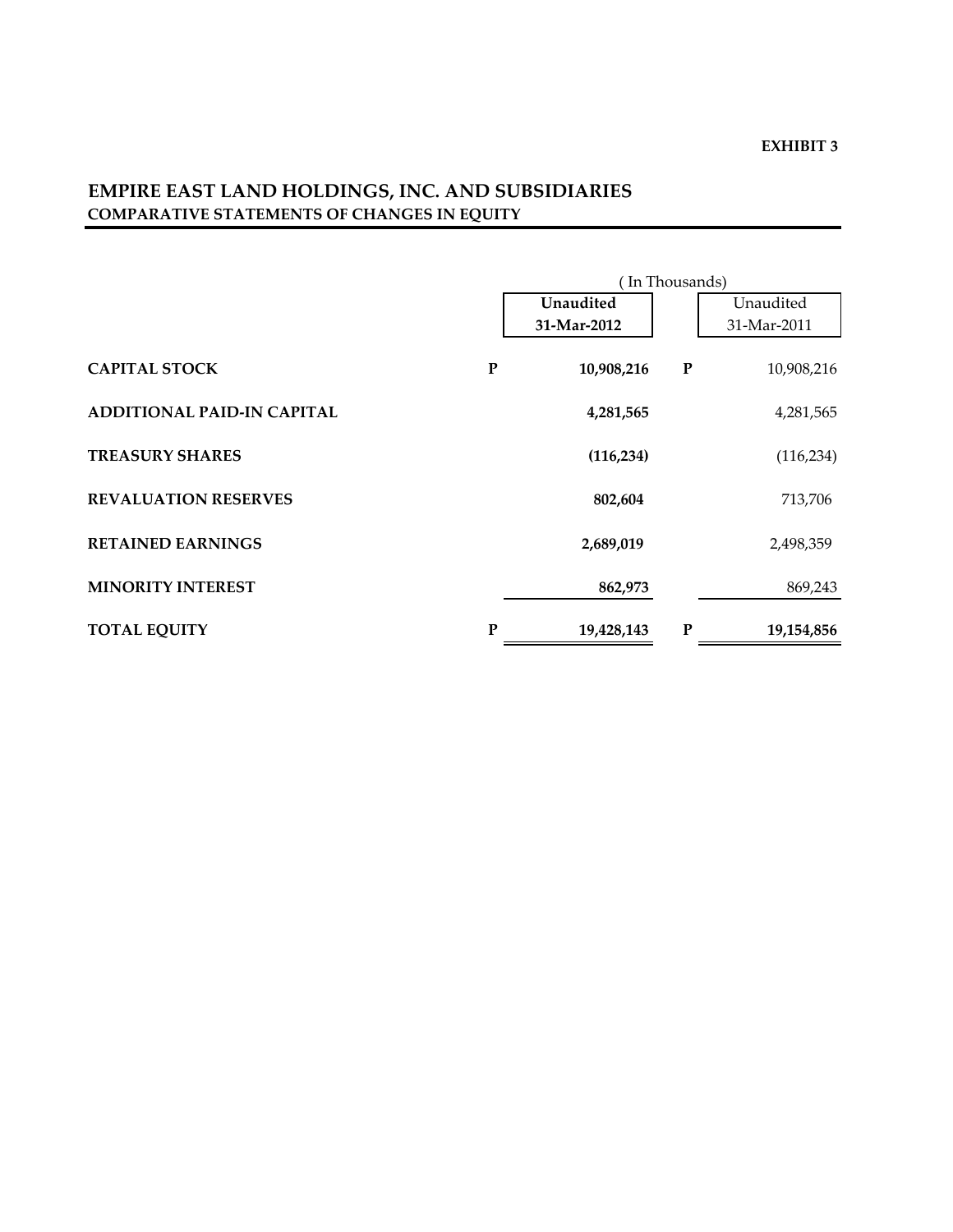**EXHIBIT 3**

# EMPIRE EAST LAND HOLDINGS, INC. AND SUBSIDIARIES

## COMPARATIVE STATEMENTS OF CHANGES IN EQUITY

| | | ( In Thousands) | | |
|---|---|---|---|---|
| | | **Unaudited 31-Mar-2012** | | Unaudited 31-Mar-2011 |
| **CAPITAL STOCK** | **P** | **10,908,216** | **P** | 10,908,216 |
| **ADDITIONAL PAID-IN CAPITAL** | | **4,281,565** | | 4,281,565 |
| **TREASURY SHARES** | | **(116,234)** | | (116,234) |
| **REVALUATION RESERVES** | | **802,604** | | 713,706 |
| **RETAINED EARNINGS** | | **2,689,019** | | 2,498,359 |
| **MINORITY INTEREST** | | **862,973** | | 869,243 |
| **TOTAL EQUITY** | **P** | **19,428,143** | **P** | **19,154,856** |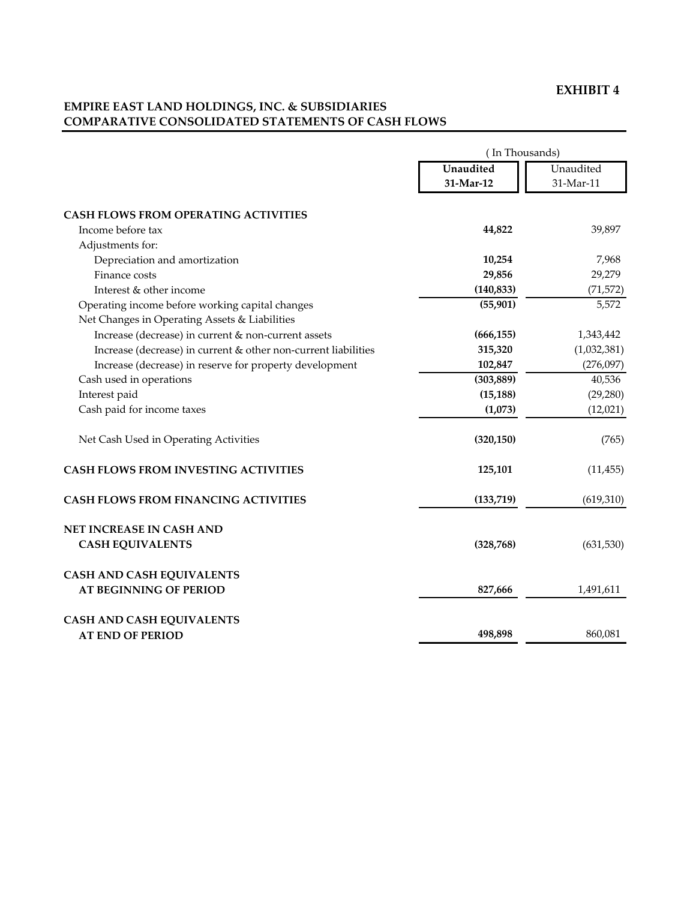**EXHIBIT 4**

## EMPIRE EAST LAND HOLDINGS, INC. & SUBSIDIARIES
## COMPARATIVE CONSOLIDATED STATEMENTS OF CASH FLOWS

| | ( In Thousands) | |
|---|---|---|
| | **Unaudited 31-Mar-12** | Unaudited 31-Mar-11 |
| **CASH FLOWS FROM OPERATING ACTIVITIES** | | |
| Income before tax | **44,822** | 39,897 |
| Adjustments for: | | |
| Depreciation and amortization | **10,254** | 7,968 |
| Finance costs | **29,856** | 29,279 |
| Interest & other income | **(140,833)** | (71,572) |
| Operating income before working capital changes | **(55,901)** | 5,572 |
| Net Changes in Operating Assets & Liabilities | | |
| Increase (decrease) in current & non-current assets | **(666,155)** | 1,343,442 |
| Increase (decrease) in current & other non-current liabilities | **315,320** | (1,032,381) |
| Increase (decrease) in reserve for property development | **102,847** | (276,097) |
| Cash used in operations | **(303,889)** | 40,536 |
| Interest paid | **(15,188)** | (29,280) |
| Cash paid for income taxes | **(1,073)** | (12,021) |
| Net Cash Used in Operating Activities | **(320,150)** | (765) |
| **CASH FLOWS FROM INVESTING ACTIVITIES** | **125,101** | (11,455) |
| **CASH FLOWS FROM FINANCING ACTIVITIES** | **(133,719)** | (619,310) |
| **NET INCREASE IN CASH AND CASH EQUIVALENTS** | **(328,768)** | (631,530) |
| **CASH AND CASH EQUIVALENTS AT BEGINNING OF PERIOD** | **827,666** | 1,491,611 |
| **CASH AND CASH EQUIVALENTS AT END OF PERIOD** | **498,898** | 860,081 |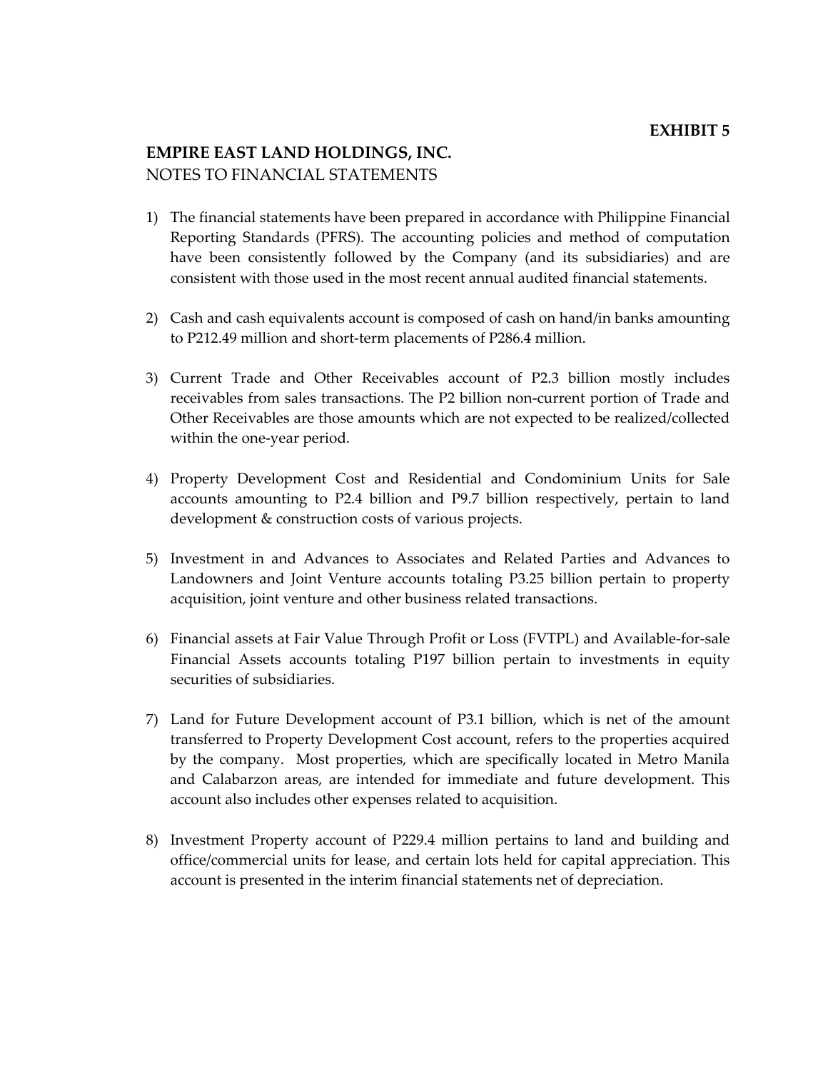**EXHIBIT 5**

**EMPIRE EAST LAND HOLDINGS, INC.**
NOTES TO FINANCIAL STATEMENTS

1) The financial statements have been prepared in accordance with Philippine Financial Reporting Standards (PFRS). The accounting policies and method of computation have been consistently followed by the Company (and its subsidiaries) and are consistent with those used in the most recent annual audited financial statements.

2) Cash and cash equivalents account is composed of cash on hand/in banks amounting to P212.49 million and short-term placements of P286.4 million.

3) Current Trade and Other Receivables account of P2.3 billion mostly includes receivables from sales transactions. The P2 billion non-current portion of Trade and Other Receivables are those amounts which are not expected to be realized/collected within the one-year period.

4) Property Development Cost and Residential and Condominium Units for Sale accounts amounting to P2.4 billion and P9.7 billion respectively, pertain to land development & construction costs of various projects.

5) Investment in and Advances to Associates and Related Parties and Advances to Landowners and Joint Venture accounts totaling P3.25 billion pertain to property acquisition, joint venture and other business related transactions.

6) Financial assets at Fair Value Through Profit or Loss (FVTPL) and Available-for-sale Financial Assets accounts totaling P197 billion pertain to investments in equity securities of subsidiaries.

7) Land for Future Development account of P3.1 billion, which is net of the amount transferred to Property Development Cost account, refers to the properties acquired by the company. Most properties, which are specifically located in Metro Manila and Calabarzon areas, are intended for immediate and future development. This account also includes other expenses related to acquisition.

8) Investment Property account of P229.4 million pertains to land and building and office/commercial units for lease, and certain lots held for capital appreciation. This account is presented in the interim financial statements net of depreciation.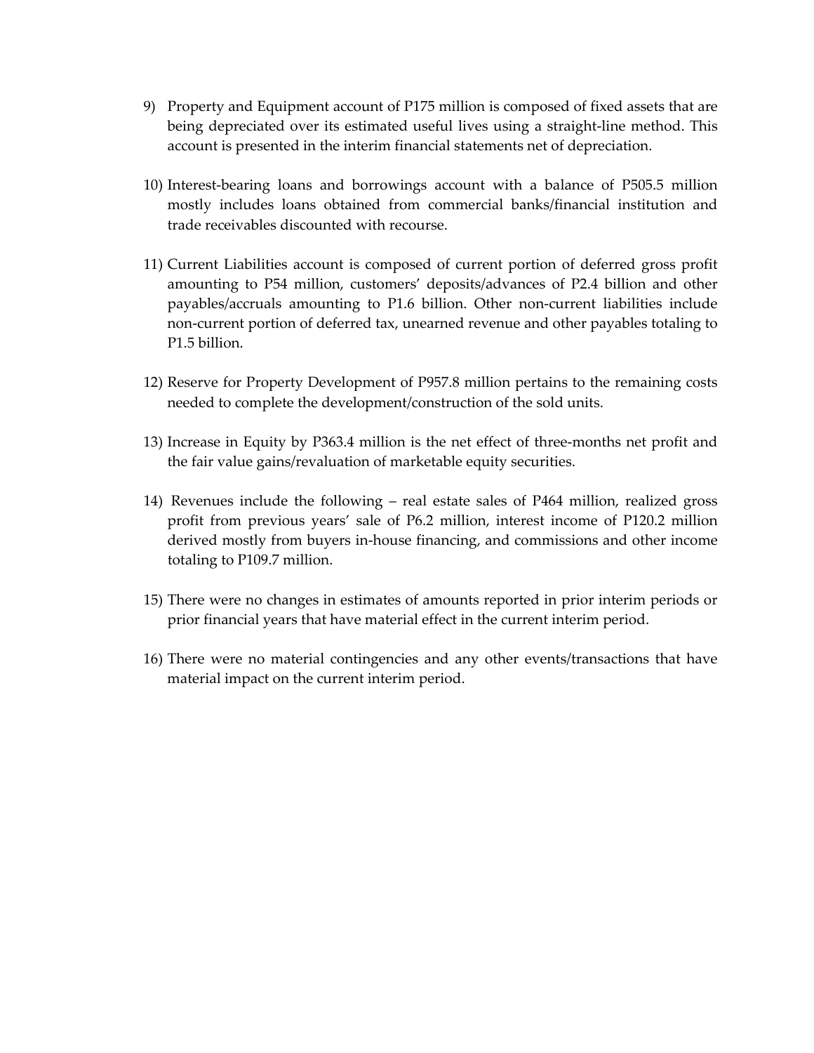9) Property and Equipment account of P175 million is composed of fixed assets that are being depreciated over its estimated useful lives using a straight-line method. This account is presented in the interim financial statements net of depreciation.

10) Interest-bearing loans and borrowings account with a balance of P505.5 million mostly includes loans obtained from commercial banks/financial institution and trade receivables discounted with recourse.

11) Current Liabilities account is composed of current portion of deferred gross profit amounting to P54 million, customers' deposits/advances of P2.4 billion and other payables/accruals amounting to P1.6 billion. Other non-current liabilities include non-current portion of deferred tax, unearned revenue and other payables totaling to P1.5 billion.

12) Reserve for Property Development of P957.8 million pertains to the remaining costs needed to complete the development/construction of the sold units.

13) Increase in Equity by P363.4 million is the net effect of three-months net profit and the fair value gains/revaluation of marketable equity securities.

14) Revenues include the following – real estate sales of P464 million, realized gross profit from previous years' sale of P6.2 million, interest income of P120.2 million derived mostly from buyers in-house financing, and commissions and other income totaling to P109.7 million.

15) There were no changes in estimates of amounts reported in prior interim periods or prior financial years that have material effect in the current interim period.

16) There were no material contingencies and any other events/transactions that have material impact on the current interim period.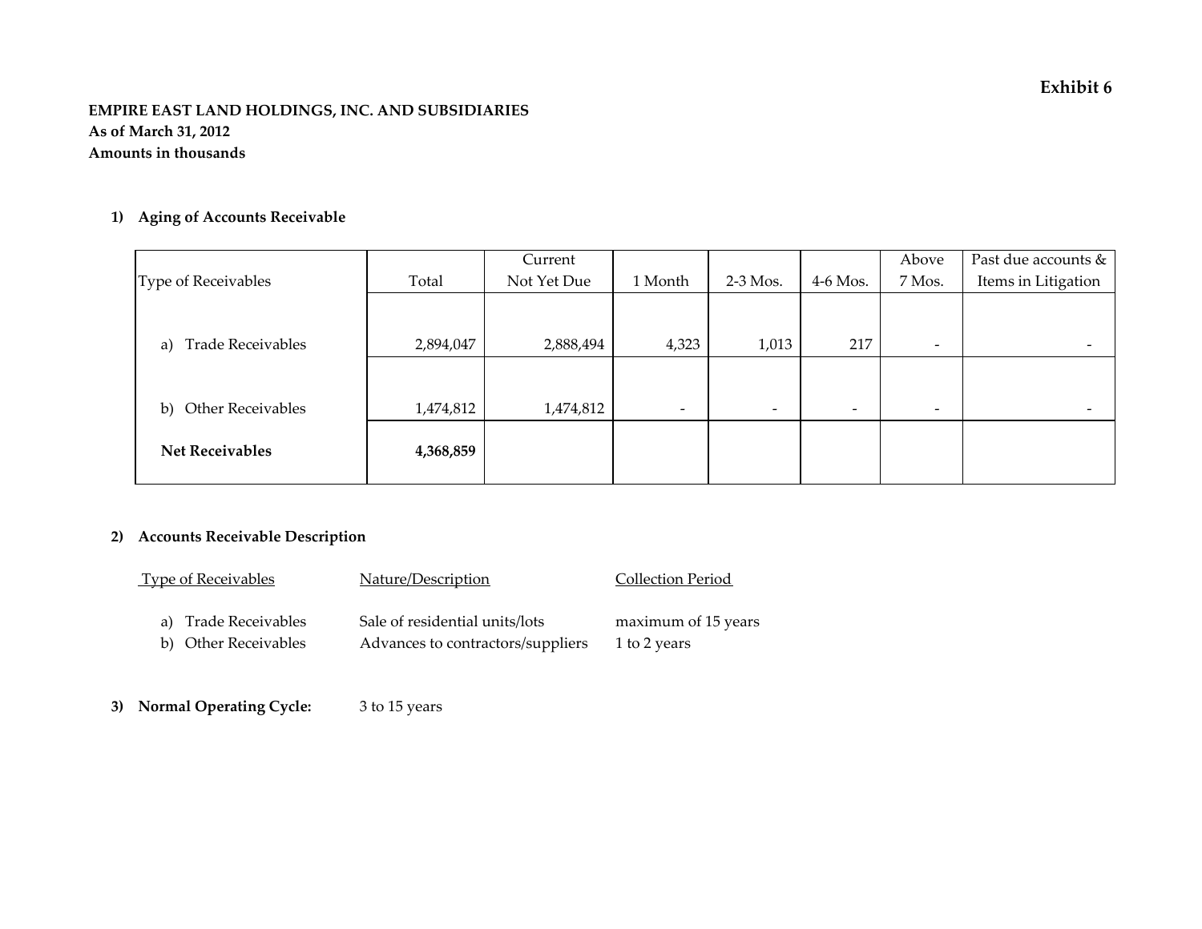**Exhibit 6**

**EMPIRE EAST LAND HOLDINGS, INC. AND SUBSIDIARIES**
**As of March 31, 2012**
**Amounts in thousands**

**1) Aging of Accounts Receivable**

| Type of Receivables | Total | Current Not Yet Due | 1 Month | 2-3 Mos. | 4-6 Mos. | Above 7 Mos. | Past due accounts & Items in Litigation |
|---|---|---|---|---|---|---|---|
| a) Trade Receivables | 2,894,047 | 2,888,494 | 4,323 | 1,013 | 217 | - | - |
| b) Other Receivables | 1,474,812 | 1,474,812 | - | - | - | - | - |
| **Net Receivables** | **4,368,859** | | | | | | |

**2) Accounts Receivable Description**

| Type of Receivables | Nature/Description | Collection Period |
|---|---|---|
| a) Trade Receivables | Sale of residential units/lots | maximum of 15 years |
| b) Other Receivables | Advances to contractors/suppliers | 1 to 2 years |

**3) Normal Operating Cycle:** 3 to 15 years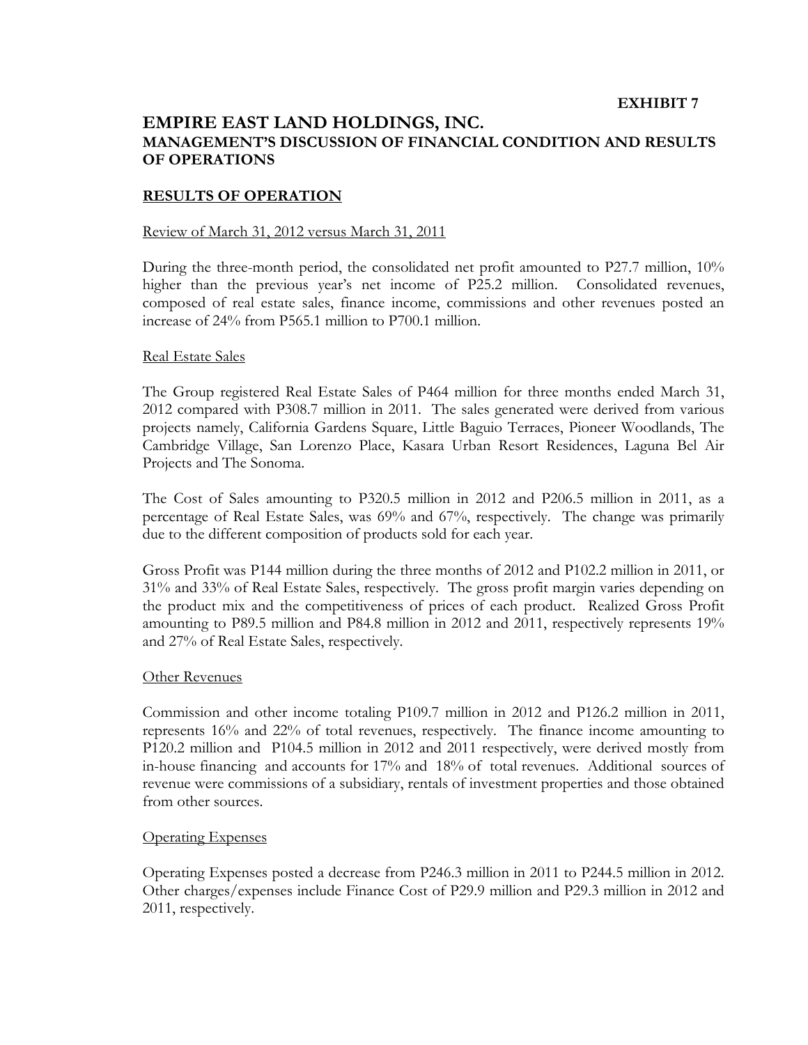**EXHIBIT 7**

# EMPIRE EAST LAND HOLDINGS, INC.

## MANAGEMENT'S DISCUSSION OF FINANCIAL CONDITION AND RESULTS OF OPERATIONS

### RESULTS OF OPERATION

Review of March 31, 2012 versus March 31, 2011

During the three-month period, the consolidated net profit amounted to P27.7 million, 10% higher than the previous year's net income of P25.2 million. Consolidated revenues, composed of real estate sales, finance income, commissions and other revenues posted an increase of 24% from P565.1 million to P700.1 million.

Real Estate Sales

The Group registered Real Estate Sales of P464 million for three months ended March 31, 2012 compared with P308.7 million in 2011. The sales generated were derived from various projects namely, California Gardens Square, Little Baguio Terraces, Pioneer Woodlands, The Cambridge Village, San Lorenzo Place, Kasara Urban Resort Residences, Laguna Bel Air Projects and The Sonoma.

The Cost of Sales amounting to P320.5 million in 2012 and P206.5 million in 2011, as a percentage of Real Estate Sales, was 69% and 67%, respectively. The change was primarily due to the different composition of products sold for each year.

Gross Profit was P144 million during the three months of 2012 and P102.2 million in 2011, or 31% and 33% of Real Estate Sales, respectively. The gross profit margin varies depending on the product mix and the competitiveness of prices of each product. Realized Gross Profit amounting to P89.5 million and P84.8 million in 2012 and 2011, respectively represents 19% and 27% of Real Estate Sales, respectively.

Other Revenues

Commission and other income totaling P109.7 million in 2012 and P126.2 million in 2011, represents 16% and 22% of total revenues, respectively. The finance income amounting to P120.2 million and P104.5 million in 2012 and 2011 respectively, were derived mostly from in-house financing and accounts for 17% and 18% of total revenues. Additional sources of revenue were commissions of a subsidiary, rentals of investment properties and those obtained from other sources.

Operating Expenses

Operating Expenses posted a decrease from P246.3 million in 2011 to P244.5 million in 2012. Other charges/expenses include Finance Cost of P29.9 million and P29.3 million in 2012 and 2011, respectively.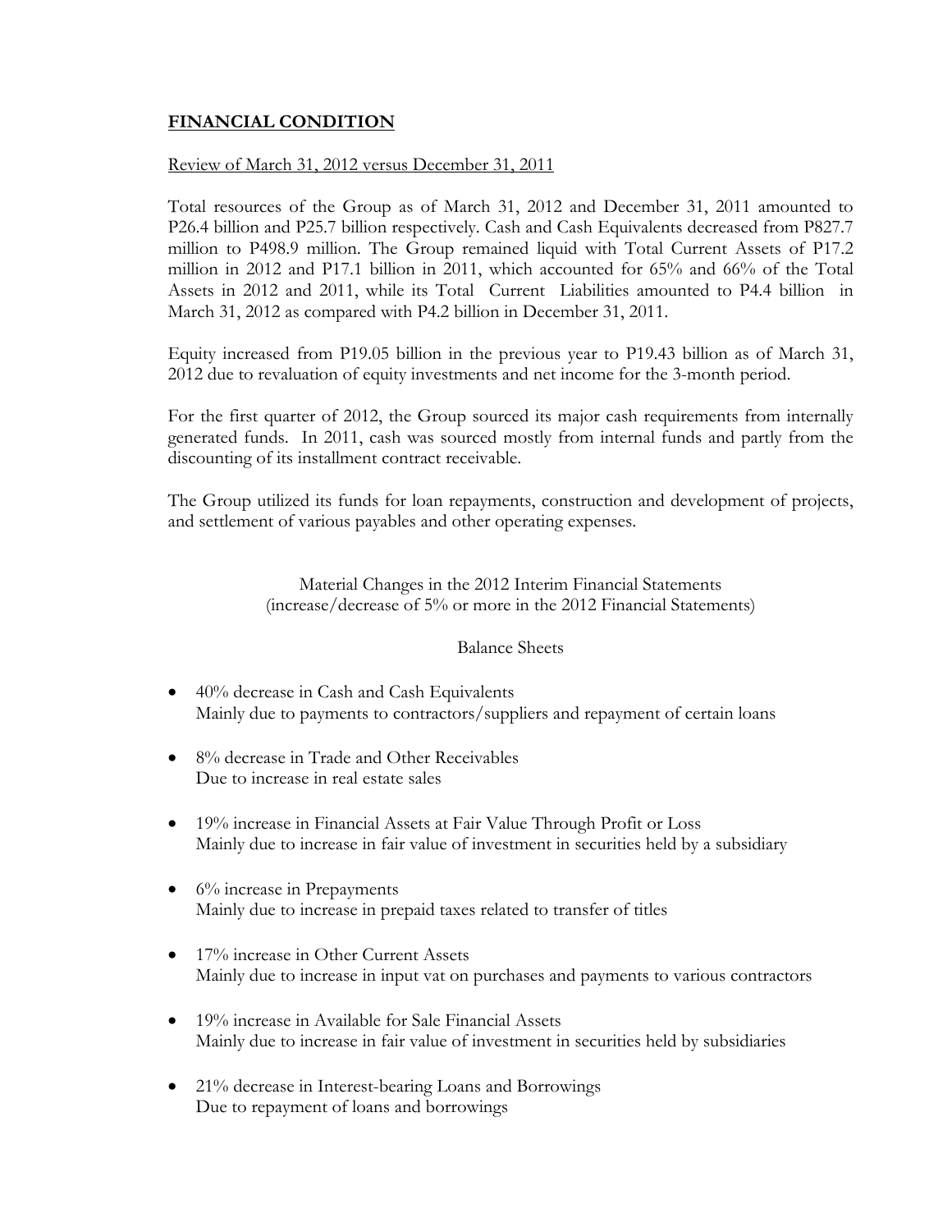## FINANCIAL CONDITION

Review of March 31, 2012 versus December 31, 2011

Total resources of the Group as of March 31, 2012 and December 31, 2011 amounted to P26.4 billion and P25.7 billion respectively. Cash and Cash Equivalents decreased from P827.7 million to P498.9 million. The Group remained liquid with Total Current Assets of P17.2 million in 2012 and P17.1 billion in 2011, which accounted for 65% and 66% of the Total Assets in 2012 and 2011, while its Total Current Liabilities amounted to P4.4 billion in March 31, 2012 as compared with P4.2 billion in December 31, 2011.

Equity increased from P19.05 billion in the previous year to P19.43 billion as of March 31, 2012 due to revaluation of equity investments and net income for the 3-month period.

For the first quarter of 2012, the Group sourced its major cash requirements from internally generated funds. In 2011, cash was sourced mostly from internal funds and partly from the discounting of its installment contract receivable.

The Group utilized its funds for loan repayments, construction and development of projects, and settlement of various payables and other operating expenses.

Material Changes in the 2012 Interim Financial Statements
(increase/decrease of 5% or more in the 2012 Financial Statements)

Balance Sheets

- 40% decrease in Cash and Cash Equivalents
  Mainly due to payments to contractors/suppliers and repayment of certain loans
- 8% decrease in Trade and Other Receivables
  Due to increase in real estate sales
- 19% increase in Financial Assets at Fair Value Through Profit or Loss
  Mainly due to increase in fair value of investment in securities held by a subsidiary
- 6% increase in Prepayments
  Mainly due to increase in prepaid taxes related to transfer of titles
- 17% increase in Other Current Assets
  Mainly due to increase in input vat on purchases and payments to various contractors
- 19% increase in Available for Sale Financial Assets
  Mainly due to increase in fair value of investment in securities held by subsidiaries
- 21% decrease in Interest-bearing Loans and Borrowings
  Due to repayment of loans and borrowings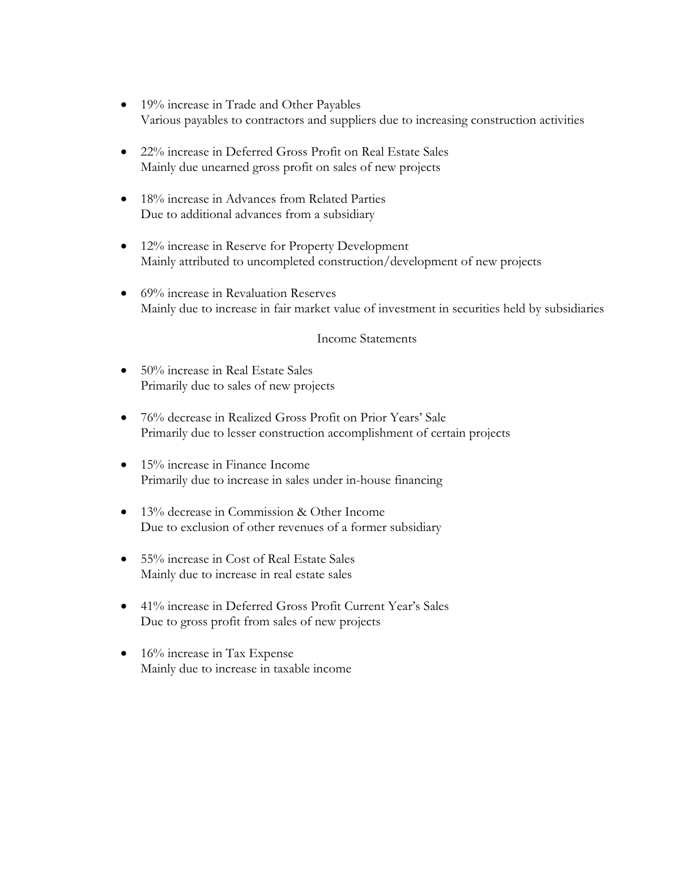- 19% increase in Trade and Other Payables
  Various payables to contractors and suppliers due to increasing construction activities

- 22% increase in Deferred Gross Profit on Real Estate Sales
  Mainly due unearned gross profit on sales of new projects

- 18% increase in Advances from Related Parties
  Due to additional advances from a subsidiary

- 12% increase in Reserve for Property Development
  Mainly attributed to uncompleted construction/development of new projects

- 69% increase in Revaluation Reserves
  Mainly due to increase in fair market value of investment in securities held by subsidiaries

Income Statements

- 50% increase in Real Estate Sales
  Primarily due to sales of new projects

- 76% decrease in Realized Gross Profit on Prior Years' Sale
  Primarily due to lesser construction accomplishment of certain projects

- 15% increase in Finance Income
  Primarily due to increase in sales under in-house financing

- 13% decrease in Commission & Other Income
  Due to exclusion of other revenues of a former subsidiary

- 55% increase in Cost of Real Estate Sales
  Mainly due to increase in real estate sales

- 41% increase in Deferred Gross Profit Current Year's Sales
  Due to gross profit from sales of new projects

- 16% increase in Tax Expense
  Mainly due to increase in taxable income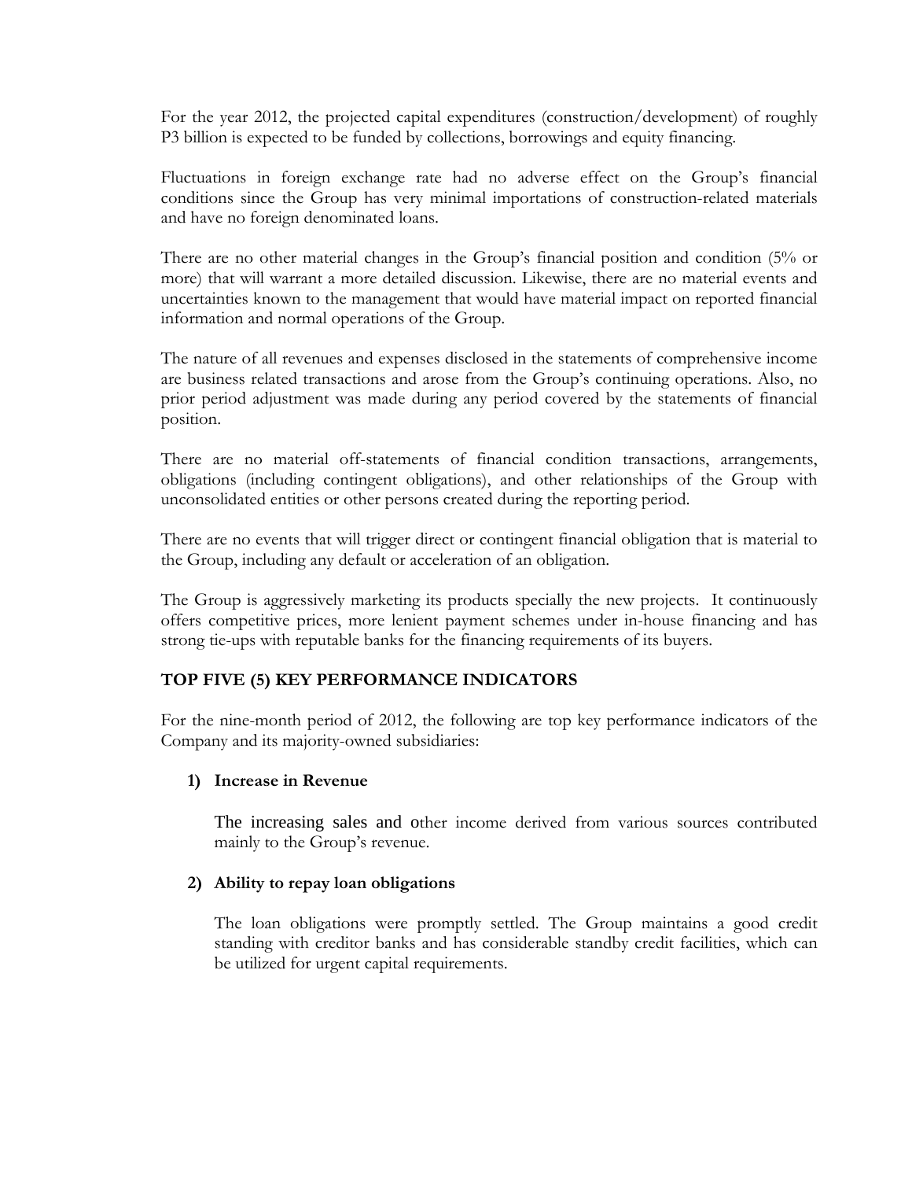For the year 2012, the projected capital expenditures (construction/development) of roughly P3 billion is expected to be funded by collections, borrowings and equity financing.

Fluctuations in foreign exchange rate had no adverse effect on the Group's financial conditions since the Group has very minimal importations of construction-related materials and have no foreign denominated loans.

There are no other material changes in the Group's financial position and condition (5% or more) that will warrant a more detailed discussion. Likewise, there are no material events and uncertainties known to the management that would have material impact on reported financial information and normal operations of the Group.

The nature of all revenues and expenses disclosed in the statements of comprehensive income are business related transactions and arose from the Group's continuing operations. Also, no prior period adjustment was made during any period covered by the statements of financial position.

There are no material off-statements of financial condition transactions, arrangements, obligations (including contingent obligations), and other relationships of the Group with unconsolidated entities or other persons created during the reporting period.

There are no events that will trigger direct or contingent financial obligation that is material to the Group, including any default or acceleration of an obligation.

The Group is aggressively marketing its products specially the new projects. It continuously offers competitive prices, more lenient payment schemes under in-house financing and has strong tie-ups with reputable banks for the financing requirements of its buyers.

## TOP FIVE (5) KEY PERFORMANCE INDICATORS

For the nine-month period of 2012, the following are top key performance indicators of the Company and its majority-owned subsidiaries:

1) **Increase in Revenue**

   The increasing sales and other income derived from various sources contributed mainly to the Group's revenue.

2) **Ability to repay loan obligations**

   The loan obligations were promptly settled. The Group maintains a good credit standing with creditor banks and has considerable standby credit facilities, which can be utilized for urgent capital requirements.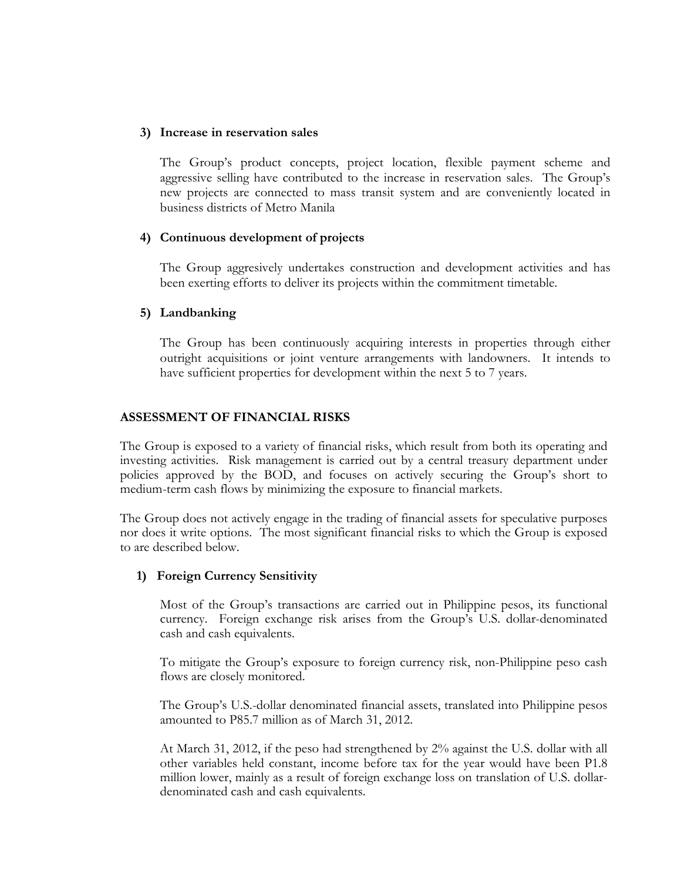**3) Increase in reservation sales**

The Group's product concepts, project location, flexible payment scheme and aggressive selling have contributed to the increase in reservation sales. The Group's new projects are connected to mass transit system and are conveniently located in business districts of Metro Manila

**4) Continuous development of projects**

The Group aggresively undertakes construction and development activities and has been exerting efforts to deliver its projects within the commitment timetable.

**5) Landbanking**

The Group has been continuously acquiring interests in properties through either outright acquisitions or joint venture arrangements with landowners. It intends to have sufficient properties for development within the next 5 to 7 years.

## ASSESSMENT OF FINANCIAL RISKS

The Group is exposed to a variety of financial risks, which result from both its operating and investing activities. Risk management is carried out by a central treasury department under policies approved by the BOD, and focuses on actively securing the Group's short to medium-term cash flows by minimizing the exposure to financial markets.

The Group does not actively engage in the trading of financial assets for speculative purposes nor does it write options. The most significant financial risks to which the Group is exposed to are described below.

**1) Foreign Currency Sensitivity**

Most of the Group's transactions are carried out in Philippine pesos, its functional currency. Foreign exchange risk arises from the Group's U.S. dollar-denominated cash and cash equivalents.

To mitigate the Group's exposure to foreign currency risk, non-Philippine peso cash flows are closely monitored.

The Group's U.S.-dollar denominated financial assets, translated into Philippine pesos amounted to P85.7 million as of March 31, 2012.

At March 31, 2012, if the peso had strengthened by 2% against the U.S. dollar with all other variables held constant, income before tax for the year would have been P1.8 million lower, mainly as a result of foreign exchange loss on translation of U.S. dollar-denominated cash and cash equivalents.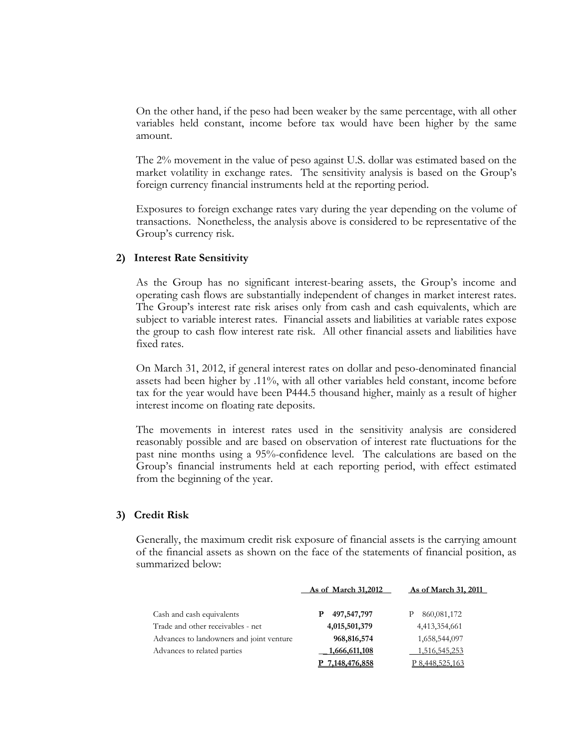On the other hand, if the peso had been weaker by the same percentage, with all other variables held constant, income before tax would have been higher by the same amount.

The 2% movement in the value of peso against U.S. dollar was estimated based on the market volatility in exchange rates. The sensitivity analysis is based on the Group's foreign currency financial instruments held at the reporting period.

Exposures to foreign exchange rates vary during the year depending on the volume of transactions. Nonetheless, the analysis above is considered to be representative of the Group's currency risk.

### 2) Interest Rate Sensitivity

As the Group has no significant interest-bearing assets, the Group's income and operating cash flows are substantially independent of changes in market interest rates. The Group's interest rate risk arises only from cash and cash equivalents, which are subject to variable interest rates. Financial assets and liabilities at variable rates expose the group to cash flow interest rate risk. All other financial assets and liabilities have fixed rates.

On March 31, 2012, if general interest rates on dollar and peso-denominated financial assets had been higher by .11%, with all other variables held constant, income before tax for the year would have been P444.5 thousand higher, mainly as a result of higher interest income on floating rate deposits.

The movements in interest rates used in the sensitivity analysis are considered reasonably possible and are based on observation of interest rate fluctuations for the past nine months using a 95%-confidence level. The calculations are based on the Group's financial instruments held at each reporting period, with effect estimated from the beginning of the year.

### 3) Credit Risk

Generally, the maximum credit risk exposure of financial assets is the carrying amount of the financial assets as shown on the face of the statements of financial position, as summarized below:

| | As of March 31,2012 | As of March 31, 2011 |
|---|---|---|
| Cash and cash equivalents | **P 497,547,797** | P 860,081,172 |
| Trade and other receivables - net | **4,015,501,379** | 4,413,354,661 |
| Advances to landowners and joint venture | **968,816,574** | 1,658,544,097 |
| Advances to related parties | **1,666,611,108** | 1,516,545,253 |
| | **P 7,148,476,858** | P 8,448,525,163 |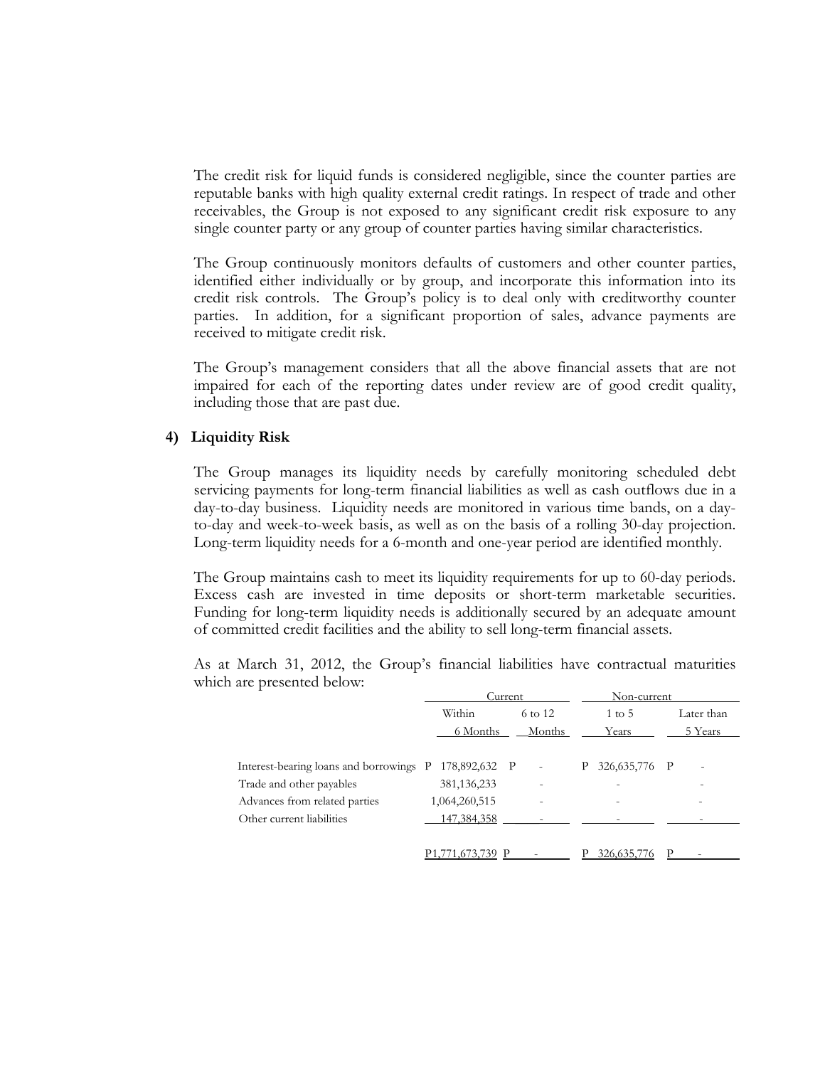The credit risk for liquid funds is considered negligible, since the counter parties are reputable banks with high quality external credit ratings. In respect of trade and other receivables, the Group is not exposed to any significant credit risk exposure to any single counter party or any group of counter parties having similar characteristics.

The Group continuously monitors defaults of customers and other counter parties, identified either individually or by group, and incorporate this information into its credit risk controls. The Group's policy is to deal only with creditworthy counter parties. In addition, for a significant proportion of sales, advance payments are received to mitigate credit risk.

The Group's management considers that all the above financial assets that are not impaired for each of the reporting dates under review are of good credit quality, including those that are past due.

**4) Liquidity Risk**

The Group manages its liquidity needs by carefully monitoring scheduled debt servicing payments for long-term financial liabilities as well as cash outflows due in a day-to-day business. Liquidity needs are monitored in various time bands, on a day-to-day and week-to-week basis, as well as on the basis of a rolling 30-day projection. Long-term liquidity needs for a 6-month and one-year period are identified monthly.

The Group maintains cash to meet its liquidity requirements for up to 60-day periods. Excess cash are invested in time deposits or short-term marketable securities. Funding for long-term liquidity needs is additionally secured by an adequate amount of committed credit facilities and the ability to sell long-term financial assets.

As at March 31, 2012, the Group's financial liabilities have contractual maturities which are presented below:

| | Current | | Non-current | |
|---|---|---|---|---|
| | Within 6 Months | 6 to 12 Months | 1 to 5 Years | Later than 5 Years |
| Interest-bearing loans and borrowings | P 178,892,632 | P - | P 326,635,776 | P - |
| Trade and other payables | 381,136,233 | - | - | - |
| Advances from related parties | 1,064,260,515 | - | - | - |
| Other current liabilities | 147,384,358 | - | - | - |
| | P1,771,673,739 | P - | P 326,635,776 | P - |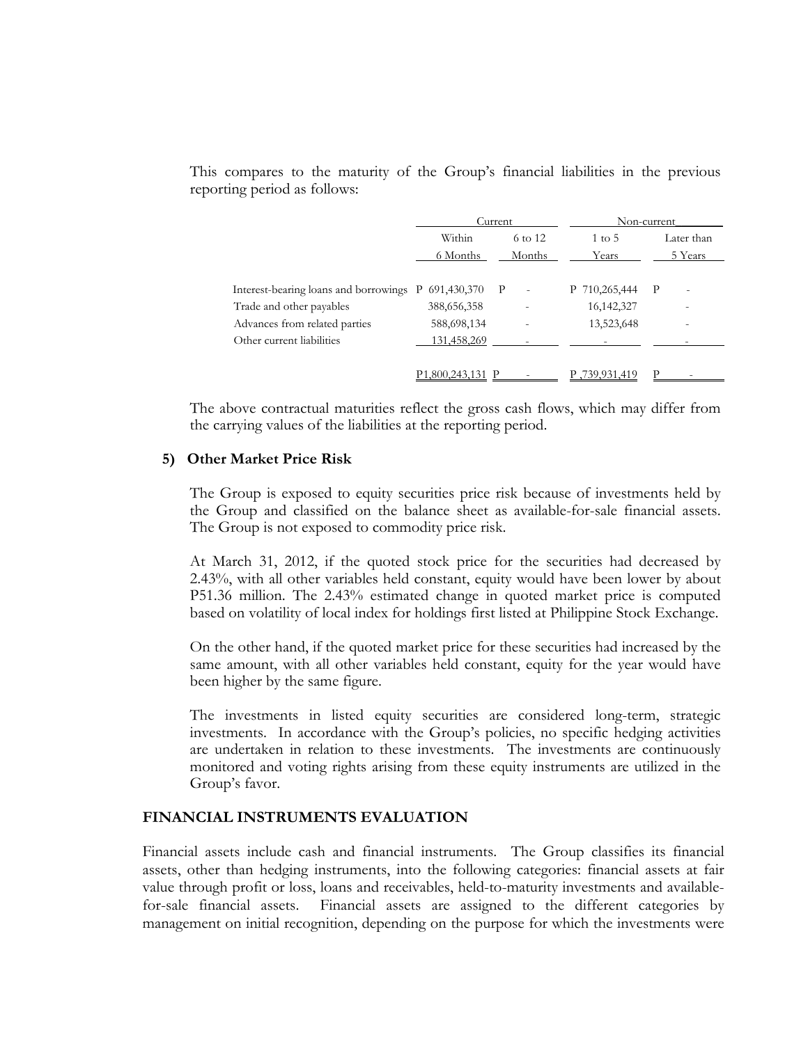This compares to the maturity of the Group's financial liabilities in the previous reporting period as follows:

| | Current | | Non-current | |
|---|---|---|---|---|
| | Within 6 Months | 6 to 12 Months | 1 to 5 Years | Later than 5 Years |
| Interest-bearing loans and borrowings | P 691,430,370 | P - | P 710,265,444 | P - |
| Trade and other payables | 388,656,358 | - | 16,142,327 | - |
| Advances from related parties | 588,698,134 | - | 13,523,648 | - |
| Other current liabilities | 131,458,269 | - | - | - |
| | P1,800,243,131 | P - | P 739,931,419 | P - |

The above contractual maturities reflect the gross cash flows, which may differ from the carrying values of the liabilities at the reporting period.

### 5) Other Market Price Risk

The Group is exposed to equity securities price risk because of investments held by the Group and classified on the balance sheet as available-for-sale financial assets. The Group is not exposed to commodity price risk.

At March 31, 2012, if the quoted stock price for the securities had decreased by 2.43%, with all other variables held constant, equity would have been lower by about P51.36 million. The 2.43% estimated change in quoted market price is computed based on volatility of local index for holdings first listed at Philippine Stock Exchange.

On the other hand, if the quoted market price for these securities had increased by the same amount, with all other variables held constant, equity for the year would have been higher by the same figure.

The investments in listed equity securities are considered long-term, strategic investments. In accordance with the Group's policies, no specific hedging activities are undertaken in relation to these investments. The investments are continuously monitored and voting rights arising from these equity instruments are utilized in the Group's favor.

## FINANCIAL INSTRUMENTS EVALUATION

Financial assets include cash and financial instruments. The Group classifies its financial assets, other than hedging instruments, into the following categories: financial assets at fair value through profit or loss, loans and receivables, held-to-maturity investments and available-for-sale financial assets. Financial assets are assigned to the different categories by management on initial recognition, depending on the purpose for which the investments were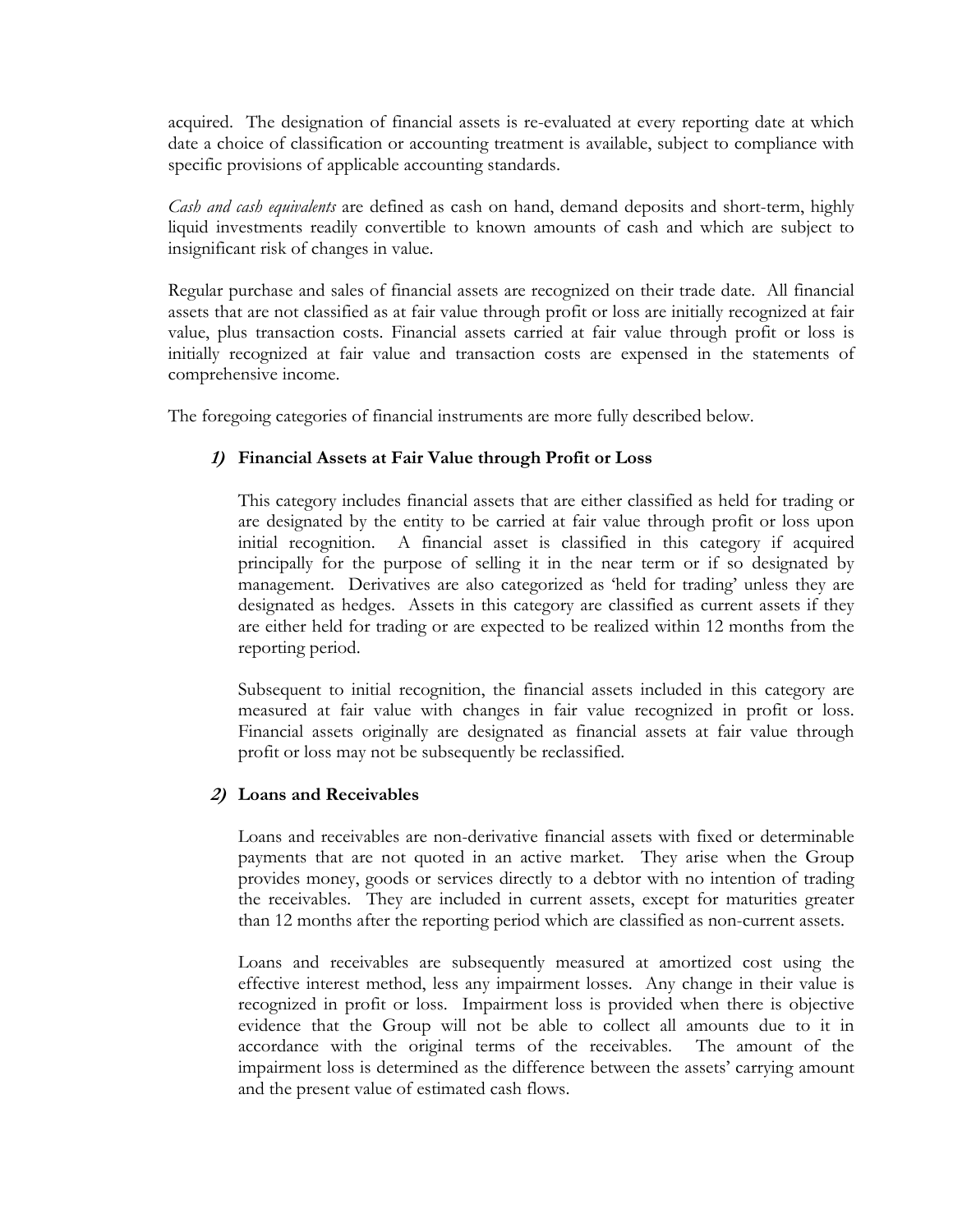acquired. The designation of financial assets is re-evaluated at every reporting date at which date a choice of classification or accounting treatment is available, subject to compliance with specific provisions of applicable accounting standards.

*Cash and cash equivalents* are defined as cash on hand, demand deposits and short-term, highly liquid investments readily convertible to known amounts of cash and which are subject to insignificant risk of changes in value.

Regular purchase and sales of financial assets are recognized on their trade date. All financial assets that are not classified as at fair value through profit or loss are initially recognized at fair value, plus transaction costs. Financial assets carried at fair value through profit or loss is initially recognized at fair value and transaction costs are expensed in the statements of comprehensive income.

The foregoing categories of financial instruments are more fully described below.

***1)*** **Financial Assets at Fair Value through Profit or Loss**

This category includes financial assets that are either classified as held for trading or are designated by the entity to be carried at fair value through profit or loss upon initial recognition. A financial asset is classified in this category if acquired principally for the purpose of selling it in the near term or if so designated by management. Derivatives are also categorized as 'held for trading' unless they are designated as hedges. Assets in this category are classified as current assets if they are either held for trading or are expected to be realized within 12 months from the reporting period.

Subsequent to initial recognition, the financial assets included in this category are measured at fair value with changes in fair value recognized in profit or loss. Financial assets originally are designated as financial assets at fair value through profit or loss may not be subsequently be reclassified.

***2)*** **Loans and Receivables**

Loans and receivables are non-derivative financial assets with fixed or determinable payments that are not quoted in an active market. They arise when the Group provides money, goods or services directly to a debtor with no intention of trading the receivables. They are included in current assets, except for maturities greater than 12 months after the reporting period which are classified as non-current assets.

Loans and receivables are subsequently measured at amortized cost using the effective interest method, less any impairment losses. Any change in their value is recognized in profit or loss. Impairment loss is provided when there is objective evidence that the Group will not be able to collect all amounts due to it in accordance with the original terms of the receivables. The amount of the impairment loss is determined as the difference between the assets' carrying amount and the present value of estimated cash flows.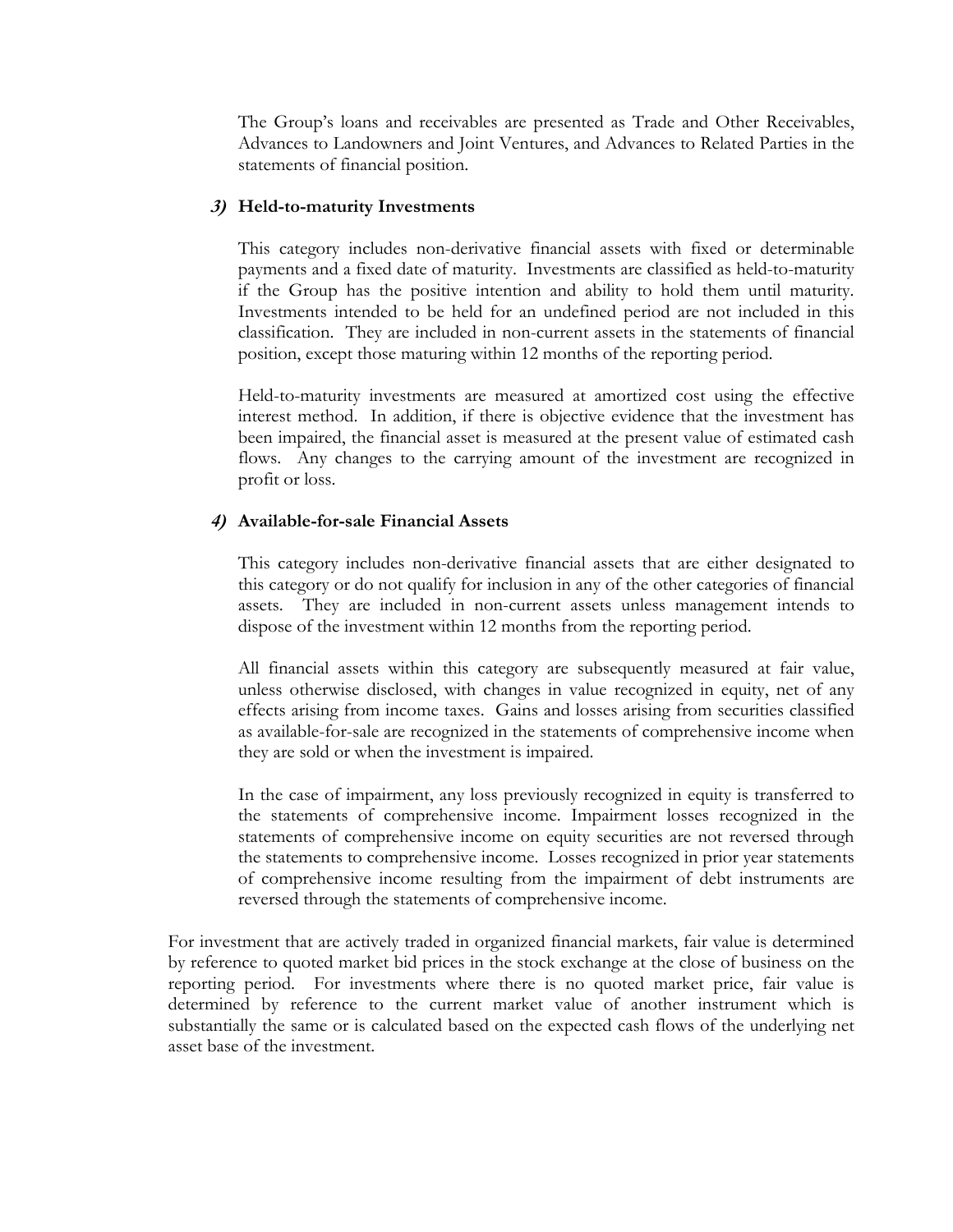The Group's loans and receivables are presented as Trade and Other Receivables, Advances to Landowners and Joint Ventures, and Advances to Related Parties in the statements of financial position.

***3)* Held-to-maturity Investments**

This category includes non-derivative financial assets with fixed or determinable payments and a fixed date of maturity. Investments are classified as held-to-maturity if the Group has the positive intention and ability to hold them until maturity. Investments intended to be held for an undefined period are not included in this classification. They are included in non-current assets in the statements of financial position, except those maturing within 12 months of the reporting period.

Held-to-maturity investments are measured at amortized cost using the effective interest method. In addition, if there is objective evidence that the investment has been impaired, the financial asset is measured at the present value of estimated cash flows. Any changes to the carrying amount of the investment are recognized in profit or loss.

***4)* Available-for-sale Financial Assets**

This category includes non-derivative financial assets that are either designated to this category or do not qualify for inclusion in any of the other categories of financial assets. They are included in non-current assets unless management intends to dispose of the investment within 12 months from the reporting period.

All financial assets within this category are subsequently measured at fair value, unless otherwise disclosed, with changes in value recognized in equity, net of any effects arising from income taxes. Gains and losses arising from securities classified as available-for-sale are recognized in the statements of comprehensive income when they are sold or when the investment is impaired.

In the case of impairment, any loss previously recognized in equity is transferred to the statements of comprehensive income. Impairment losses recognized in the statements of comprehensive income on equity securities are not reversed through the statements to comprehensive income. Losses recognized in prior year statements of comprehensive income resulting from the impairment of debt instruments are reversed through the statements of comprehensive income.

For investment that are actively traded in organized financial markets, fair value is determined by reference to quoted market bid prices in the stock exchange at the close of business on the reporting period. For investments where there is no quoted market price, fair value is determined by reference to the current market value of another instrument which is substantially the same or is calculated based on the expected cash flows of the underlying net asset base of the investment.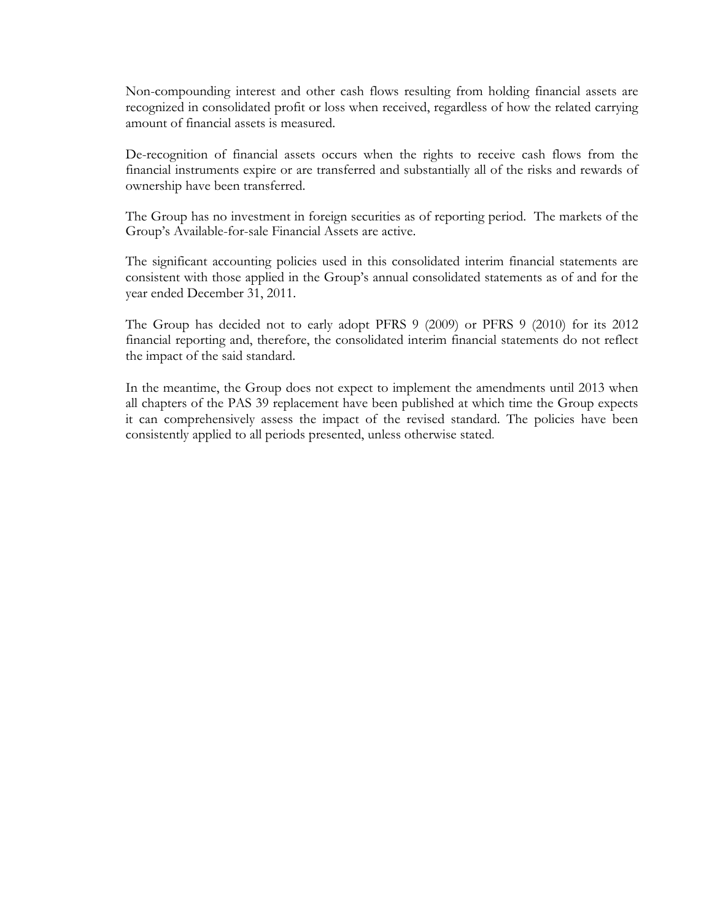Non-compounding interest and other cash flows resulting from holding financial assets are recognized in consolidated profit or loss when received, regardless of how the related carrying amount of financial assets is measured.

De-recognition of financial assets occurs when the rights to receive cash flows from the financial instruments expire or are transferred and substantially all of the risks and rewards of ownership have been transferred.

The Group has no investment in foreign securities as of reporting period. The markets of the Group's Available-for-sale Financial Assets are active.

The significant accounting policies used in this consolidated interim financial statements are consistent with those applied in the Group's annual consolidated statements as of and for the year ended December 31, 2011.

The Group has decided not to early adopt PFRS 9 (2009) or PFRS 9 (2010) for its 2012 financial reporting and, therefore, the consolidated interim financial statements do not reflect the impact of the said standard.

In the meantime, the Group does not expect to implement the amendments until 2013 when all chapters of the PAS 39 replacement have been published at which time the Group expects it can comprehensively assess the impact of the revised standard. The policies have been consistently applied to all periods presented, unless otherwise stated.